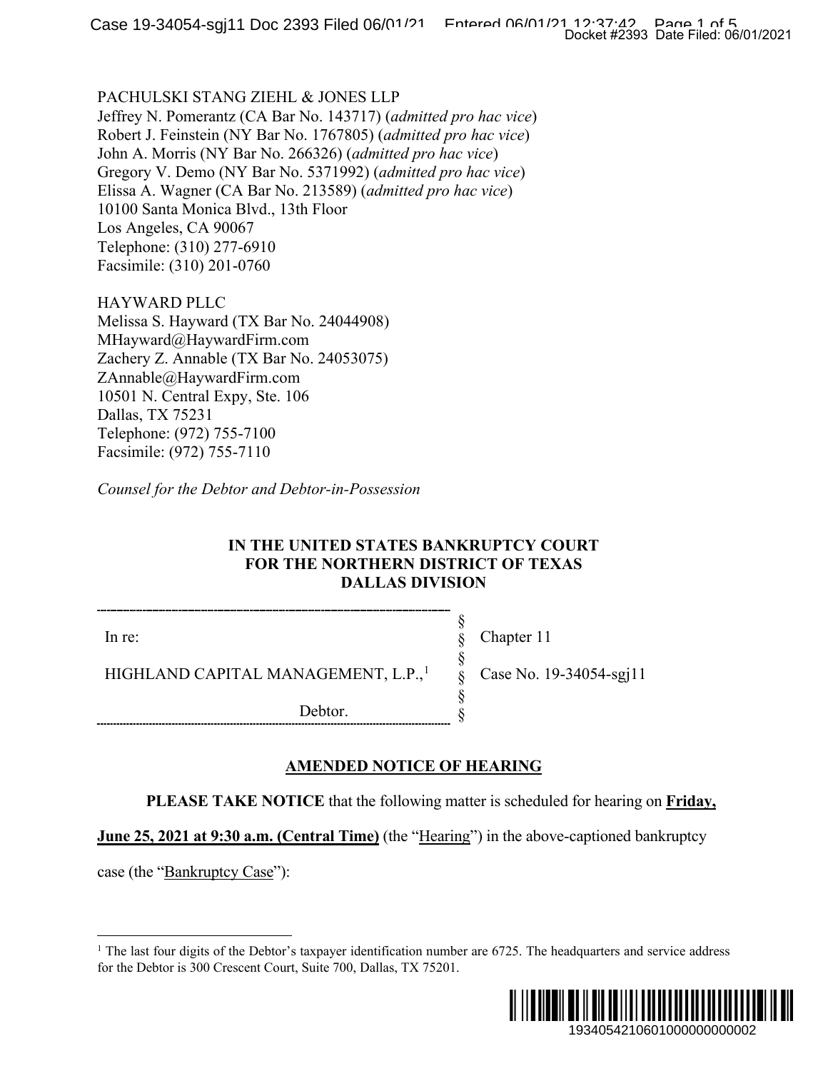PACHULSKI STANG ZIEHL & JONES LLP
Jeffrey N. Pomerantz (CA Bar No. 143717) (*admitted pro hac vice*)
Robert J. Feinstein (NY Bar No. 1767805) (*admitted pro hac vice*)
John A. Morris (NY Bar No. 266326) (*admitted pro hac vice*)
Gregory V. Demo (NY Bar No. 5371992) (*admitted pro hac vice*)
Elissa A. Wagner (CA Bar No. 213589) (*admitted pro hac vice*)
10100 Santa Monica Blvd., 13th Floor
Los Angeles, CA 90067
Telephone: (310) 277-6910
Facsimile: (310) 201-0760

HAYWARD PLLC
Melissa S. Hayward (TX Bar No. 24044908)
MHayward@HaywardFirm.com
Zachery Z. Annable (TX Bar No. 24053075)
ZAnnable@HaywardFirm.com
10501 N. Central Expy, Ste. 106
Dallas, TX 75231
Telephone: (972) 755-7100
Facsimile: (972) 755-7110

*Counsel for the Debtor and Debtor-in-Possession*

**IN THE UNITED STATES BANKRUPTCY COURT**
**FOR THE NORTHERN DISTRICT OF TEXAS**
**DALLAS DIVISION**

| | | |
|---|---|---|
| In re: | § | Chapter 11 |
| HIGHLAND CAPITAL MANAGEMENT, L.P.,[1] | § | Case No. 19-34054-sgj11 |
| Debtor. | § | |

## AMENDED NOTICE OF HEARING

**PLEASE TAKE NOTICE** that the following matter is scheduled for hearing on **Friday, June 25, 2021 at 9:30 a.m. (Central Time)** (the "Hearing") in the above-captioned bankruptcy case (the "Bankruptcy Case"):

[1] The last four digits of the Debtor's taxpayer identification number are 6725. The headquarters and service address for the Debtor is 300 Crescent Court, Suite 700, Dallas, TX 75201.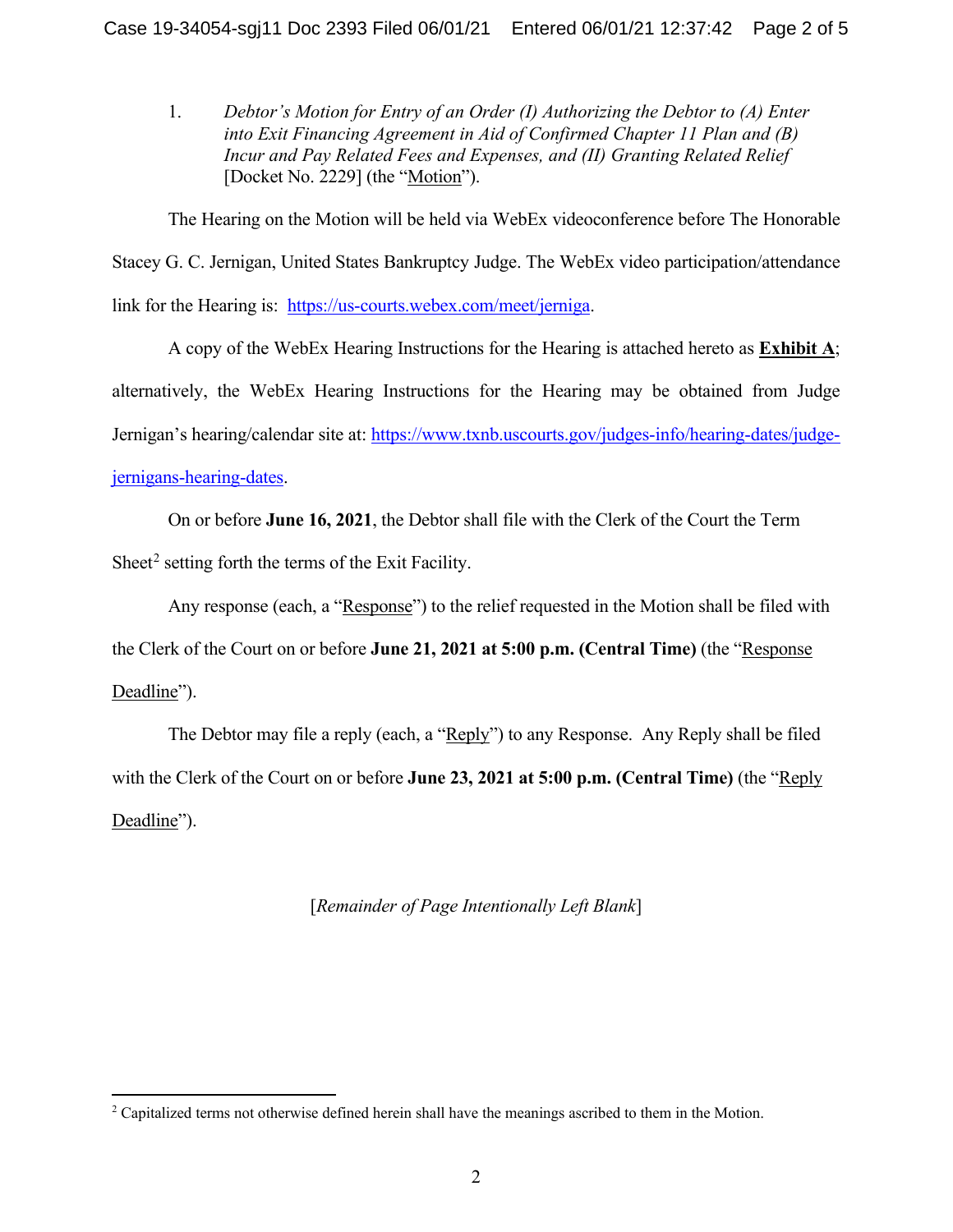1. *Debtor's Motion for Entry of an Order (I) Authorizing the Debtor to (A) Enter into Exit Financing Agreement in Aid of Confirmed Chapter 11 Plan and (B) Incur and Pay Related Fees and Expenses, and (II) Granting Related Relief* [Docket No. 2229] (the "Motion").

The Hearing on the Motion will be held via WebEx videoconference before The Honorable Stacey G. C. Jernigan, United States Bankruptcy Judge. The WebEx video participation/attendance link for the Hearing is: https://us-courts.webex.com/meet/jerniga.

A copy of the WebEx Hearing Instructions for the Hearing is attached hereto as **Exhibit A**; alternatively, the WebEx Hearing Instructions for the Hearing may be obtained from Judge Jernigan's hearing/calendar site at: https://www.txnb.uscourts.gov/judges-info/hearing-dates/judge-jernigans-hearing-dates.

On or before **June 16, 2021**, the Debtor shall file with the Clerk of the Court the Term Sheet[2] setting forth the terms of the Exit Facility.

Any response (each, a "Response") to the relief requested in the Motion shall be filed with the Clerk of the Court on or before **June 21, 2021 at 5:00 p.m. (Central Time)** (the "Response Deadline").

The Debtor may file a reply (each, a "Reply") to any Response. Any Reply shall be filed with the Clerk of the Court on or before **June 23, 2021 at 5:00 p.m. (Central Time)** (the "Reply Deadline").

[*Remainder of Page Intentionally Left Blank*]

---

[2] Capitalized terms not otherwise defined herein shall have the meanings ascribed to them in the Motion.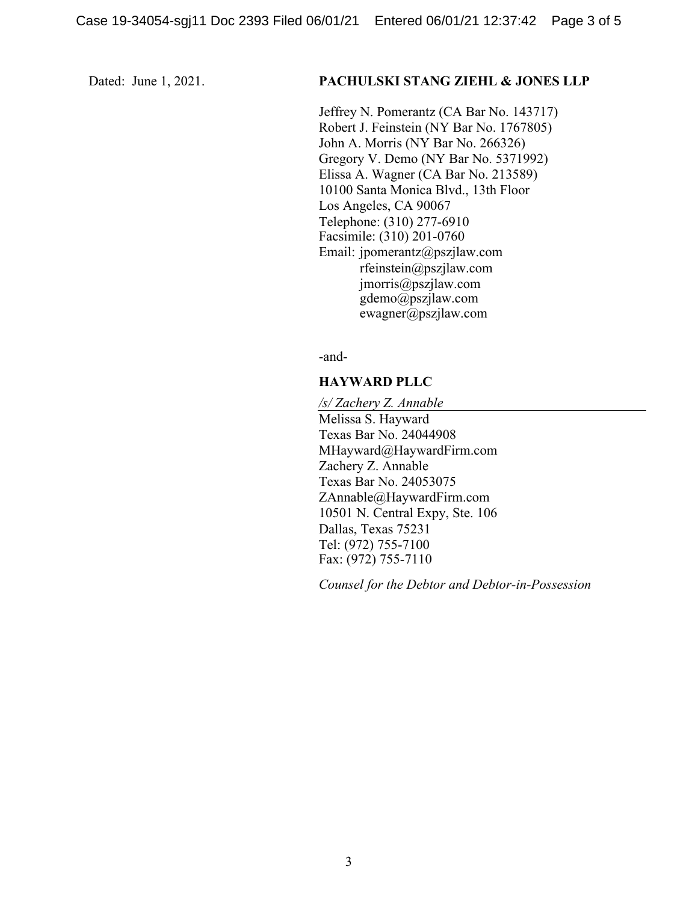Dated: June 1, 2021.

**PACHULSKI STANG ZIEHL & JONES LLP**

Jeffrey N. Pomerantz (CA Bar No. 143717)
Robert J. Feinstein (NY Bar No. 1767805)
John A. Morris (NY Bar No. 266326)
Gregory V. Demo (NY Bar No. 5371992)
Elissa A. Wagner (CA Bar No. 213589)
10100 Santa Monica Blvd., 13th Floor
Los Angeles, CA 90067
Telephone: (310) 277-6910
Facsimile: (310) 201-0760
Email: jpomerantz@pszjlaw.com
rfeinstein@pszjlaw.com
jmorris@pszjlaw.com
gdemo@pszjlaw.com
ewagner@pszjlaw.com

-and-

**HAYWARD PLLC**

*/s/ Zachery Z. Annable*
Melissa S. Hayward
Texas Bar No. 24044908
MHayward@HaywardFirm.com
Zachery Z. Annable
Texas Bar No. 24053075
ZAnnable@HaywardFirm.com
10501 N. Central Expy, Ste. 106
Dallas, Texas 75231
Tel: (972) 755-7100
Fax: (972) 755-7110

*Counsel for the Debtor and Debtor-in-Possession*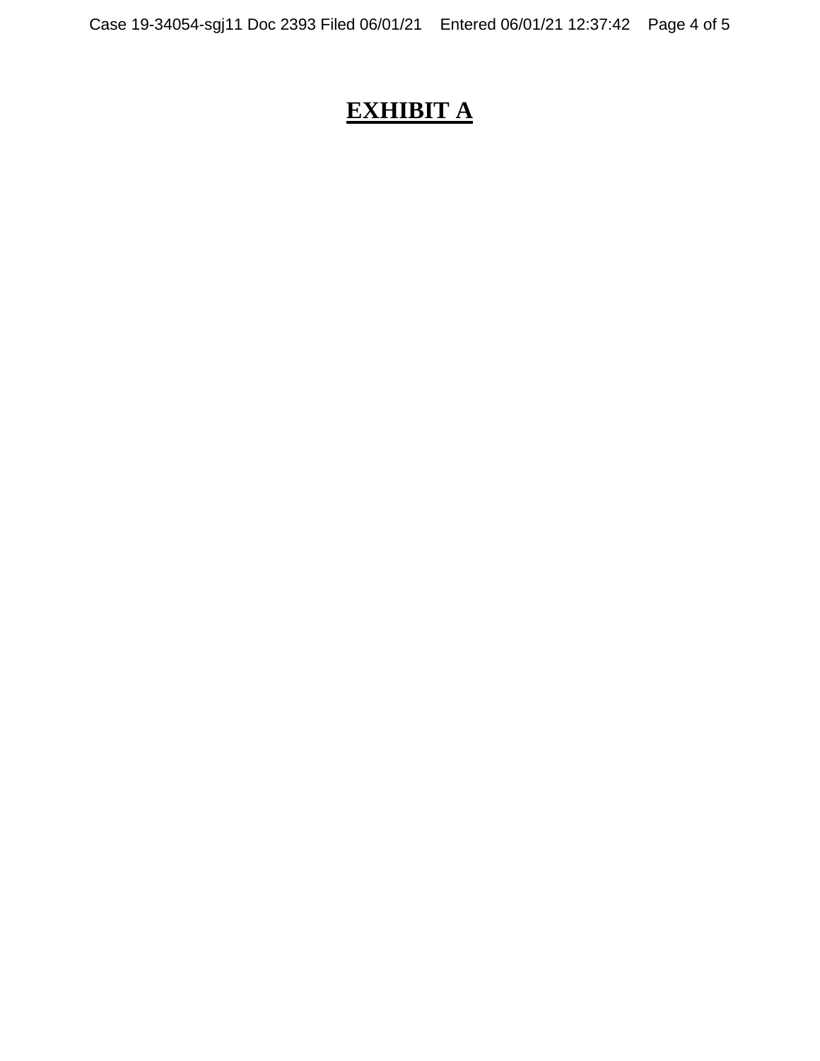# **EXHIBIT A**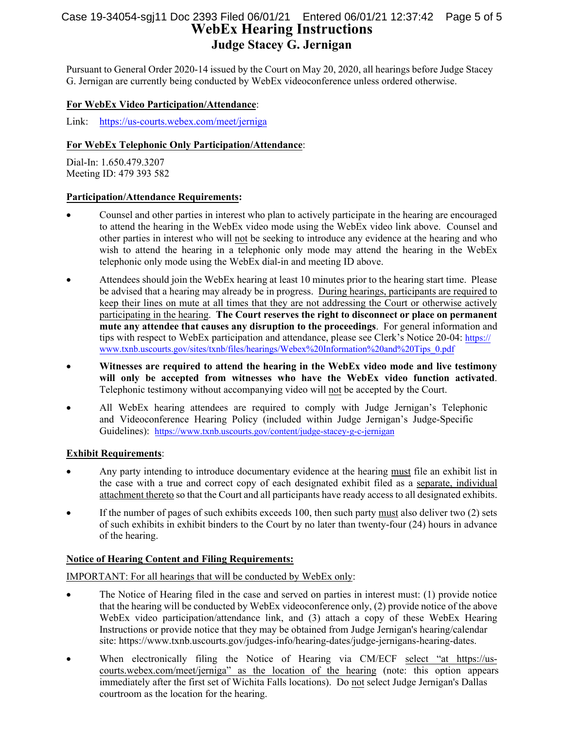# WebEx Hearing Instructions

## Judge Stacey G. Jernigan

Pursuant to General Order 2020-14 issued by the Court on May 20, 2020, all hearings before Judge Stacey G. Jernigan are currently being conducted by WebEx videoconference unless ordered otherwise.

**For WebEx Video Participation/Attendance**:

Link: https://us-courts.webex.com/meet/jerniga

**For WebEx Telephonic Only Participation/Attendance**:

Dial-In: 1.650.479.3207
Meeting ID: 479 393 582

**Participation/Attendance Requirements:**

- Counsel and other parties in interest who plan to actively participate in the hearing are encouraged to attend the hearing in the WebEx video mode using the WebEx video link above. Counsel and other parties in interest who will not be seeking to introduce any evidence at the hearing and who wish to attend the hearing in a telephonic only mode may attend the hearing in the WebEx telephonic only mode using the WebEx dial-in and meeting ID above.
- Attendees should join the WebEx hearing at least 10 minutes prior to the hearing start time. Please be advised that a hearing may already be in progress. During hearings, participants are required to keep their lines on mute at all times that they are not addressing the Court or otherwise actively participating in the hearing. **The Court reserves the right to disconnect or place on permanent mute any attendee that causes any disruption to the proceedings**. For general information and tips with respect to WebEx participation and attendance, please see Clerk's Notice 20-04: https://www.txnb.uscourts.gov/sites/txnb/files/hearings/Webex%20Information%20and%20Tips_0.pdf
- **Witnesses are required to attend the hearing in the WebEx video mode and live testimony will only be accepted from witnesses who have the WebEx video function activated**. Telephonic testimony without accompanying video will not be accepted by the Court.
- All WebEx hearing attendees are required to comply with Judge Jernigan's Telephonic and Videoconference Hearing Policy (included within Judge Jernigan's Judge-Specific Guidelines): https://www.txnb.uscourts.gov/content/judge-stacey-g-c-jernigan

**Exhibit Requirements**:

- Any party intending to introduce documentary evidence at the hearing must file an exhibit list in the case with a true and correct copy of each designated exhibit filed as a separate, individual attachment thereto so that the Court and all participants have ready access to all designated exhibits.
- If the number of pages of such exhibits exceeds 100, then such party must also deliver two (2) sets of such exhibits in exhibit binders to the Court by no later than twenty-four (24) hours in advance of the hearing.

**Notice of Hearing Content and Filing Requirements:**

IMPORTANT: For all hearings that will be conducted by WebEx only:

- The Notice of Hearing filed in the case and served on parties in interest must: (1) provide notice that the hearing will be conducted by WebEx videoconference only, (2) provide notice of the above WebEx video participation/attendance link, and (3) attach a copy of these WebEx Hearing Instructions or provide notice that they may be obtained from Judge Jernigan's hearing/calendar site: https://www.txnb.uscourts.gov/judges-info/hearing-dates/judge-jernigans-hearing-dates.
- When electronically filing the Notice of Hearing via CM/ECF select "at https://us-courts.webex.com/meet/jerniga" as the location of the hearing (note: this option appears immediately after the first set of Wichita Falls locations). Do not select Judge Jernigan's Dallas courtroom as the location for the hearing.